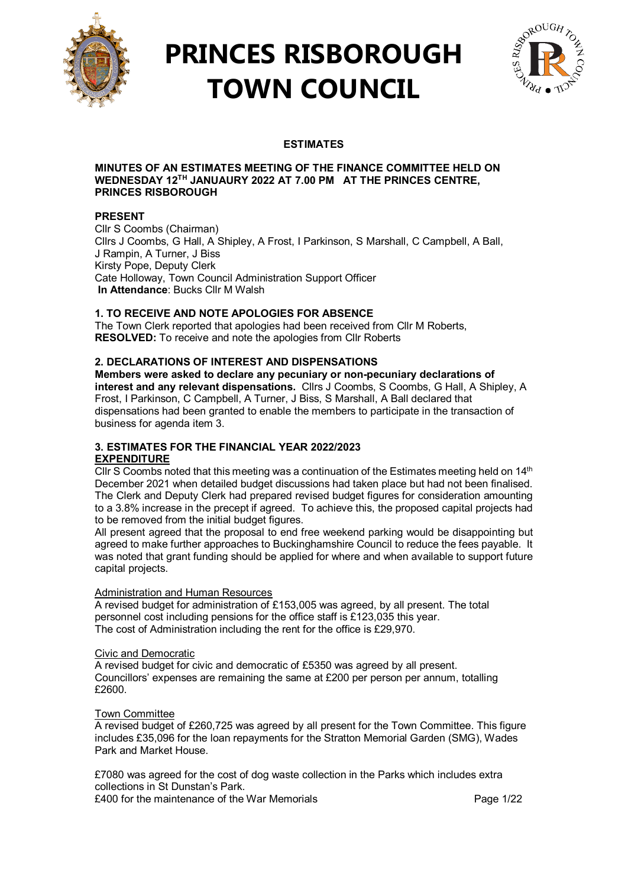# PRINCES RISBOROUGH TOWN COUNCIL

## ESTIMATES

**MINUTES OF AN ESTIMATES MEETING OF THE FINANCE COMMITTEE HELD ON WEDNESDAY 12TH JANUAURY 2022 AT 7.00 PM AT THE PRINCES CENTRE, PRINCES RISBOROUGH**

**PRESENT**

Cllr S Coombs (Chairman)
Cllrs J Coombs, G Hall, A Shipley, A Frost, I Parkinson, S Marshall, C Campbell, A Ball, J Rampin, A Turner, J Biss
Kirsty Pope, Deputy Clerk
Cate Holloway, Town Council Administration Support Officer
**In Attendance**: Bucks Cllr M Walsh

**1. TO RECEIVE AND NOTE APOLOGIES FOR ABSENCE**

The Town Clerk reported that apologies had been received from Cllr M Roberts,
**RESOLVED:** To receive and note the apologies from Cllr Roberts

**2. DECLARATIONS OF INTEREST AND DISPENSATIONS**

**Members were asked to declare any pecuniary or non-pecuniary declarations of interest and any relevant dispensations.** Cllrs J Coombs, S Coombs, G Hall, A Shipley, A Frost, I Parkinson, C Campbell, A Turner, J Biss, S Marshall, A Ball declared that dispensations had been granted to enable the members to participate in the transaction of business for agenda item 3.

**3. ESTIMATES FOR THE FINANCIAL YEAR 2022/2023**

**EXPENDITURE**

Cllr S Coombs noted that this meeting was a continuation of the Estimates meeting held on 14th December 2021 when detailed budget discussions had taken place but had not been finalised. The Clerk and Deputy Clerk had prepared revised budget figures for consideration amounting to a 3.8% increase in the precept if agreed. To achieve this, the proposed capital projects had to be removed from the initial budget figures.

All present agreed that the proposal to end free weekend parking would be disappointing but agreed to make further approaches to Buckinghamshire Council to reduce the fees payable. It was noted that grant funding should be applied for where and when available to support future capital projects.

Administration and Human Resources

A revised budget for administration of £153,005 was agreed, by all present. The total personnel cost including pensions for the office staff is £123,035 this year.
The cost of Administration including the rent for the office is £29,970.

Civic and Democratic

A revised budget for civic and democratic of £5350 was agreed by all present.
Councillors' expenses are remaining the same at £200 per person per annum, totalling £2600.

Town Committee

A revised budget of £260,725 was agreed by all present for the Town Committee. This figure includes £35,096 for the loan repayments for the Stratton Memorial Garden (SMG), Wades Park and Market House.

£7080 was agreed for the cost of dog waste collection in the Parks which includes extra collections in St Dunstan's Park.
£400 for the maintenance of the War Memorials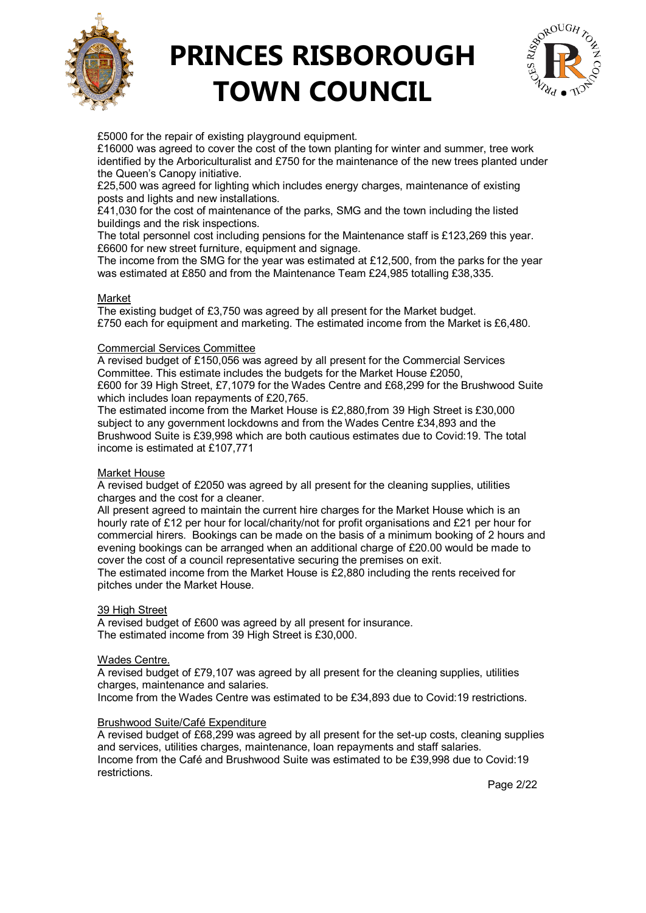£5000 for the repair of existing playground equipment.
£16000 was agreed to cover the cost of the town planting for winter and summer, tree work identified by the Arboriculturalist and £750 for the maintenance of the new trees planted under the Queen's Canopy initiative.
£25,500 was agreed for lighting which includes energy charges, maintenance of existing posts and lights and new installations.
£41,030 for the cost of maintenance of the parks, SMG and the town including the listed buildings and the risk inspections.
The total personnel cost including pensions for the Maintenance staff is £123,269 this year.
£6600 for new street furniture, equipment and signage.
The income from the SMG for the year was estimated at £12,500, from the parks for the year was estimated at £850 and from the Maintenance Team £24,985 totalling £38,335.

<u>Market</u>
The existing budget of £3,750 was agreed by all present for the Market budget.
£750 each for equipment and marketing. The estimated income from the Market is £6,480.

<u>Commercial Services Committee</u>
A revised budget of £150,056 was agreed by all present for the Commercial Services Committee. This estimate includes the budgets for the Market House £2050,
£600 for 39 High Street, £7,1079 for the Wades Centre and £68,299 for the Brushwood Suite which includes loan repayments of £20,765.
The estimated income from the Market House is £2,880,from 39 High Street is £30,000 subject to any government lockdowns and from the Wades Centre £34,893 and the Brushwood Suite is £39,998 which are both cautious estimates due to Covid:19. The total income is estimated at £107,771

<u>Market House</u>
A revised budget of £2050 was agreed by all present for the cleaning supplies, utilities charges and the cost for a cleaner.
All present agreed to maintain the current hire charges for the Market House which is an hourly rate of £12 per hour for local/charity/not for profit organisations and £21 per hour for commercial hirers. Bookings can be made on the basis of a minimum booking of 2 hours and evening bookings can be arranged when an additional charge of £20.00 would be made to cover the cost of a council representative securing the premises on exit.
The estimated income from the Market House is £2,880 including the rents received for pitches under the Market House.

<u>39 High Street</u>
A revised budget of £600 was agreed by all present for insurance.
The estimated income from 39 High Street is £30,000.

<u>Wades Centre.</u>
A revised budget of £79,107 was agreed by all present for the cleaning supplies, utilities charges, maintenance and salaries.
Income from the Wades Centre was estimated to be £34,893 due to Covid:19 restrictions.

<u>Brushwood Suite/Café Expenditure</u>
A revised budget of £68,299 was agreed by all present for the set-up costs, cleaning supplies and services, utilities charges, maintenance, loan repayments and staff salaries.
Income from the Café and Brushwood Suite was estimated to be £39,998 due to Covid:19 restrictions.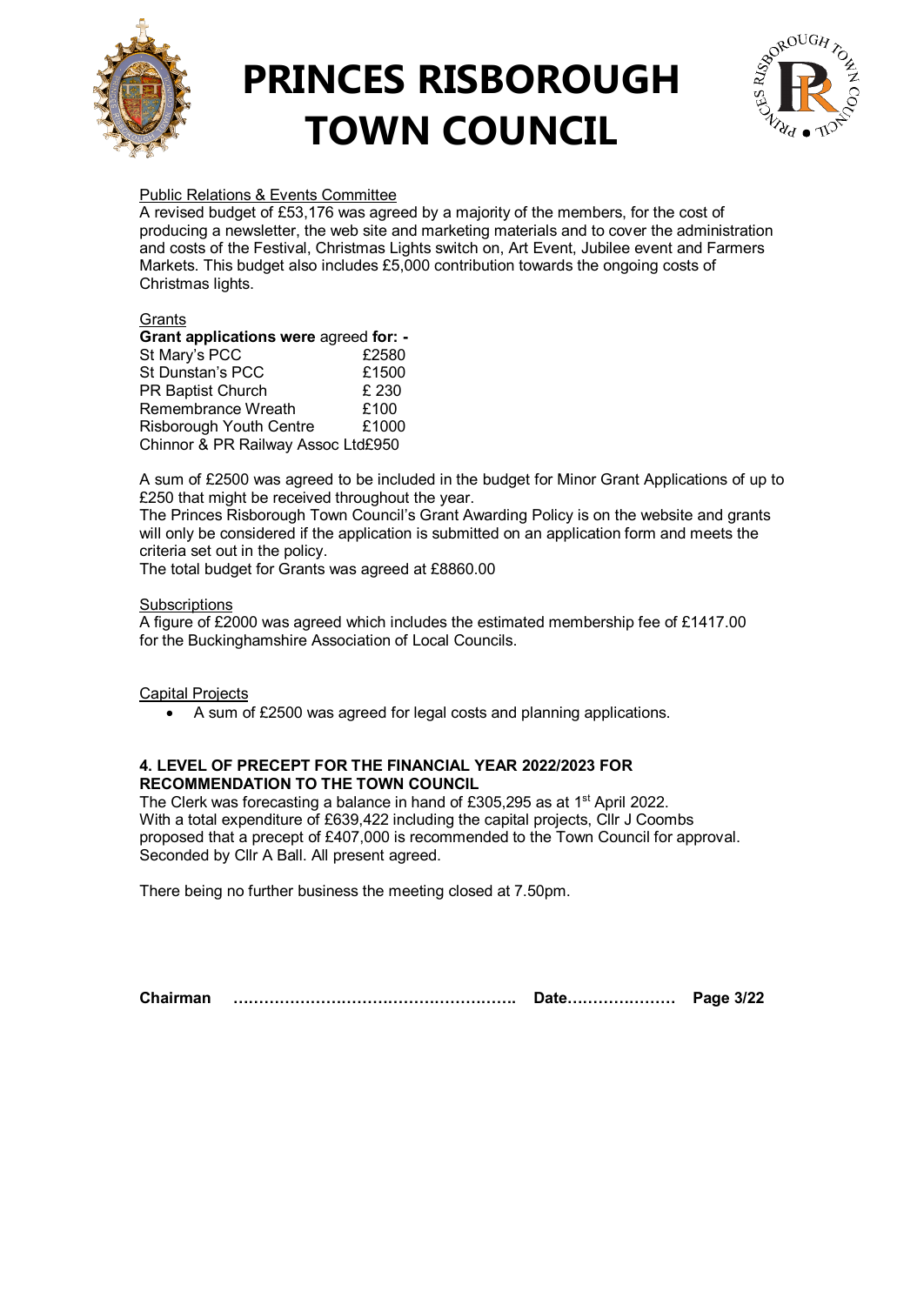# PRINCES RISBOROUGH TOWN COUNCIL

Public Relations & Events Committee

A revised budget of £53,176 was agreed by a majority of the members, for the cost of producing a newsletter, the web site and marketing materials and to cover the administration and costs of the Festival, Christmas Lights switch on, Art Event, Jubilee event and Farmers Markets. This budget also includes £5,000 contribution towards the ongoing costs of Christmas lights.

Grants

**Grant applications were** agreed **for: -**

| | |
|---|---|
| St Mary's PCC | £2580 |
| St Dunstan's PCC | £1500 |
| PR Baptist Church | £ 230 |
| Remembrance Wreath | £100 |
| Risborough Youth Centre | £1000 |
| Chinnor & PR Railway Assoc Ltd | £950 |

A sum of £2500 was agreed to be included in the budget for Minor Grant Applications of up to £250 that might be received throughout the year.

The Princes Risborough Town Council's Grant Awarding Policy is on the website and grants will only be considered if the application is submitted on an application form and meets the criteria set out in the policy.

The total budget for Grants was agreed at £8860.00

Subscriptions

A figure of £2000 was agreed which includes the estimated membership fee of £1417.00 for the Buckinghamshire Association of Local Councils.

Capital Projects

- A sum of £2500 was agreed for legal costs and planning applications.

### 4. LEVEL OF PRECEPT FOR THE FINANCIAL YEAR 2022/2023 FOR RECOMMENDATION TO THE TOWN COUNCIL

The Clerk was forecasting a balance in hand of £305,295 as at 1st April 2022. With a total expenditure of £639,422 including the capital projects, Cllr J Coombs proposed that a precept of £407,000 is recommended to the Town Council for approval. Seconded by Cllr A Ball. All present agreed.

There being no further business the meeting closed at 7.50pm.

**Chairman ………………………………………………. Date………………… Page 3/22**